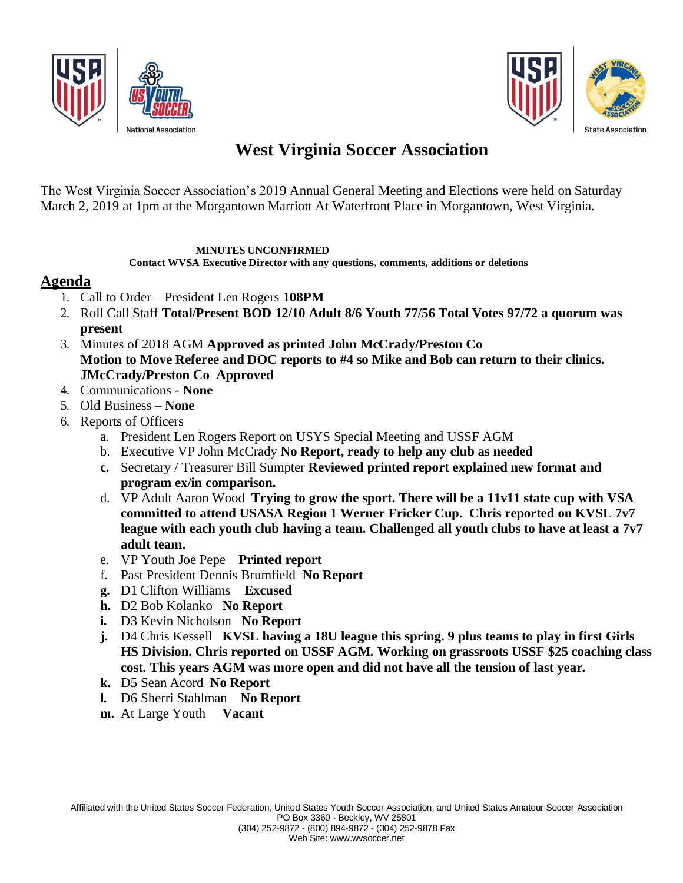# West Virginia Soccer Association

The West Virginia Soccer Association's 2019 Annual General Meeting and Elections were held on Saturday March 2, 2019 at 1pm at the Morgantown Marriott At Waterfront Place in Morgantown, West Virginia.

**MINUTES UNCONFIRMED**
**Contact WVSA Executive Director with any questions, comments, additions or deletions**

## Agenda

1. Call to Order – President Len Rogers **108PM**
2. Roll Call Staff **Total/Present BOD 12/10 Adult 8/6 Youth 77/56 Total Votes 97/72 a quorum was present**
3. Minutes of 2018 AGM **Approved as printed John McCrady/Preston Co**
   **Motion to Move Referee and DOC reports to #4 so Mike and Bob can return to their clinics. JMcCrady/Preston Co Approved**
4. Communications - **None**
5. Old Business – **None**
6. Reports of Officers
   a. President Len Rogers Report on USYS Special Meeting and USSF AGM
   b. Executive VP John McCrady **No Report, ready to help any club as needed**
   c. Secretary / Treasurer Bill Sumpter **Reviewed printed report explained new format and program ex/in comparison.**
   d. VP Adult Aaron Wood **Trying to grow the sport. There will be a 11v11 state cup with VSA committed to attend USASA Region 1 Werner Fricker Cup. Chris reported on KVSL 7v7 league with each youth club having a team. Challenged all youth clubs to have at least a 7v7 adult team.**
   e. VP Youth Joe Pepe **Printed report**
   f. Past President Dennis Brumfield **No Report**
   g. D1 Clifton Williams **Excused**
   h. D2 Bob Kolanko **No Report**
   i. D3 Kevin Nicholson **No Report**
   j. D4 Chris Kessell **KVSL having a 18U league this spring. 9 plus teams to play in first Girls HS Division. Chris reported on USSF AGM. Working on grassroots USSF $25 coaching class cost. This years AGM was more open and did not have all the tension of last year.**
   k. D5 Sean Acord **No Report**
   l. D6 Sherri Stahlman **No Report**
   m. At Large Youth **Vacant**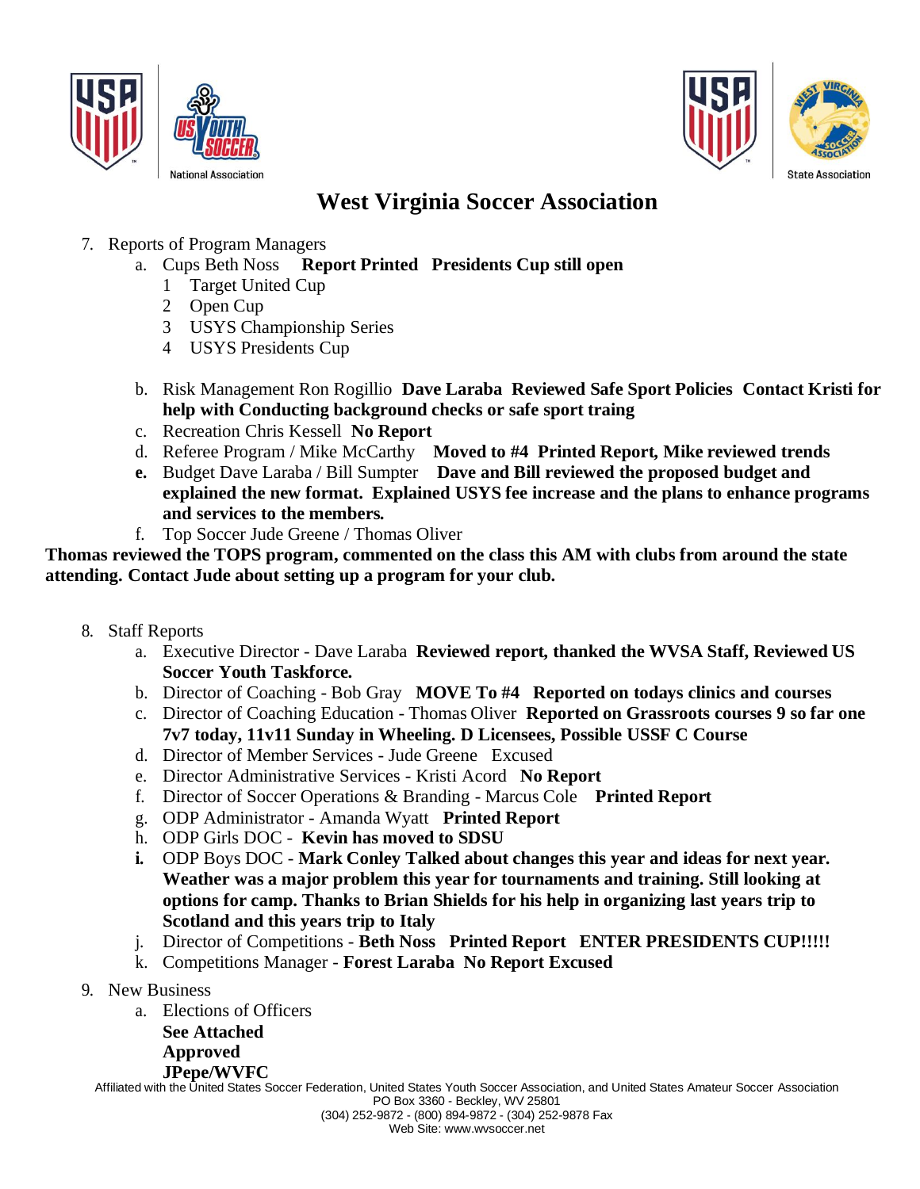# West Virginia Soccer Association

7. Reports of Program Managers
   a. Cups Beth Noss **Report Printed Presidents Cup still open**
      1 Target United Cup
      2 Open Cup
      3 USYS Championship Series
      4 USYS Presidents Cup

   b. Risk Management Ron Rogillio **Dave Laraba Reviewed Safe Sport Policies Contact Kristi for help with Conducting background checks or safe sport traing**
   c. Recreation Chris Kessell **No Report**
   d. Referee Program / Mike McCarthy **Moved to #4 Printed Report, Mike reviewed trends**
   **e.** Budget Dave Laraba / Bill Sumpter **Dave and Bill reviewed the proposed budget and explained the new format. Explained USYS fee increase and the plans to enhance programs and services to the members.**
   f. Top Soccer Jude Greene / Thomas Oliver

**Thomas reviewed the TOPS program, commented on the class this AM with clubs from around the state attending. Contact Jude about setting up a program for your club.**

8. Staff Reports
   a. Executive Director - Dave Laraba **Reviewed report, thanked the WVSA Staff, Reviewed US Soccer Youth Taskforce.**
   b. Director of Coaching - Bob Gray **MOVE To #4 Reported on todays clinics and courses**
   c. Director of Coaching Education - Thomas Oliver **Reported on Grassroots courses 9 so far one 7v7 today, 11v11 Sunday in Wheeling. D Licensees, Possible USSF C Course**
   d. Director of Member Services - Jude Greene Excused
   e. Director Administrative Services - Kristi Acord **No Report**
   f. Director of Soccer Operations & Branding - Marcus Cole **Printed Report**
   g. ODP Administrator - Amanda Wyatt **Printed Report**
   h. ODP Girls DOC - **Kevin has moved to SDSU**
   **i.** ODP Boys DOC - **Mark Conley Talked about changes this year and ideas for next year. Weather was a major problem this year for tournaments and training. Still looking at options for camp. Thanks to Brian Shields for his help in organizing last years trip to Scotland and this years trip to Italy**
   j. Director of Competitions - **Beth Noss Printed Report ENTER PRESIDENTS CUP!!!!!**
   k. Competitions Manager - **Forest Laraba No Report Excused**

9. New Business
   a. Elections of Officers
      **See Attached**
      **Approved**
      **JPepe/WVFC**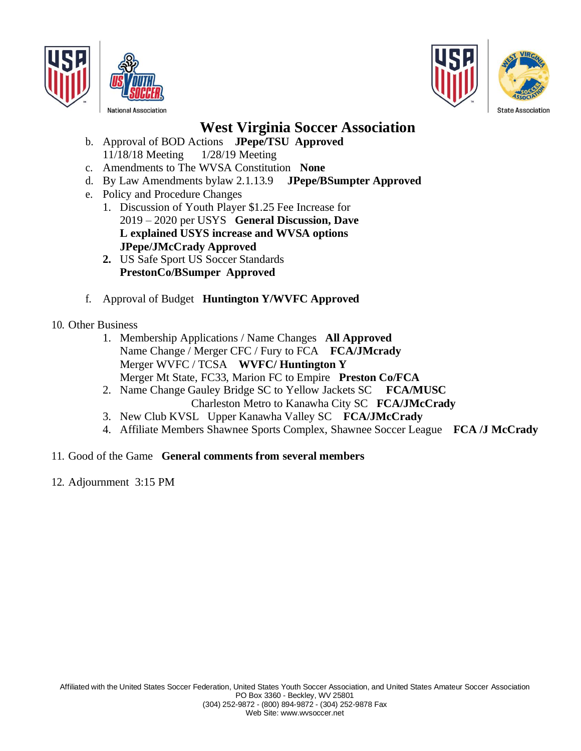# West Virginia Soccer Association

b. Approval of BOD Actions **JPepe/TSU Approved**
   11/18/18 Meeting 1/28/19 Meeting
c. Amendments to The WVSA Constitution **None**
d. By Law Amendments bylaw 2.1.13.9 **JPepe/BSumpter Approved**
e. Policy and Procedure Changes
   1. Discussion of Youth Player $1.25 Fee Increase for 2019 – 2020 per USYS **General Discussion, Dave L explained USYS increase and WVSA options JPepe/JMcCrady Approved**
   2. US Safe Sport US Soccer Standards **PrestonCo/BSumper Approved**

f. Approval of Budget **Huntington Y/WVFC Approved**

10. Other Business
    1. Membership Applications / Name Changes **All Approved**
       Name Change / Merger CFC / Fury to FCA **FCA/JMcrady**
       Merger WVFC / TCSA **WVFC/ Huntington Y**
       Merger Mt State, FC33, Marion FC to Empire **Preston Co/FCA**
    2. Name Change Gauley Bridge SC to Yellow Jackets SC **FCA/MUSC**
       Charleston Metro to Kanawha City SC **FCA/JMcCrady**
    3. New Club KVSL Upper Kanawha Valley SC **FCA/JMcCrady**
    4. Affiliate Members Shawnee Sports Complex, Shawnee Soccer League **FCA /J McCrady**

11. Good of the Game **General comments from several members**

12. Adjournment 3:15 PM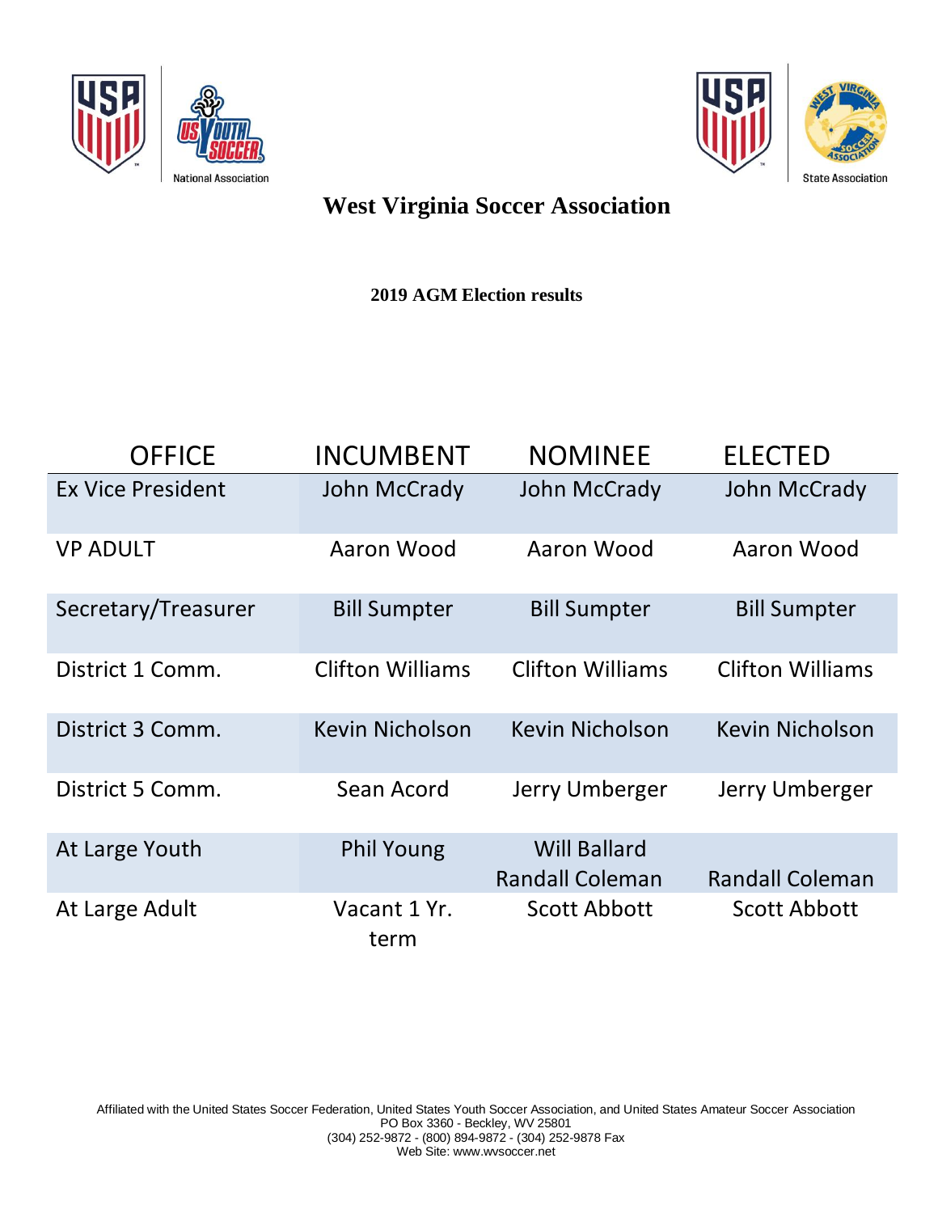# West Virginia Soccer Association

**2019 AGM Election results**

| OFFICE | INCUMBENT | NOMINEE | ELECTED |
|---|---|---|---|
| Ex Vice President | John McCrady | John McCrady | John McCrady |
| VP ADULT | Aaron Wood | Aaron Wood | Aaron Wood |
| Secretary/Treasurer | Bill Sumpter | Bill Sumpter | Bill Sumpter |
| District 1 Comm. | Clifton Williams | Clifton Williams | Clifton Williams |
| District 3 Comm. | Kevin Nicholson | Kevin Nicholson | Kevin Nicholson |
| District 5 Comm. | Sean Acord | Jerry Umberger | Jerry Umberger |
| At Large Youth | Phil Young | Will Ballard<br>Randall Coleman | Randall Coleman |
| At Large Adult | Vacant 1 Yr. term | Scott Abbott | Scott Abbott |

Affiliated with the United States Soccer Federation, United States Youth Soccer Association, and United States Amateur Soccer Association
PO Box 3360 - Beckley, WV 25801
(304) 252-9872 - (800) 894-9872 - (304) 252-9878 Fax
Web Site: www.wvsoccer.net